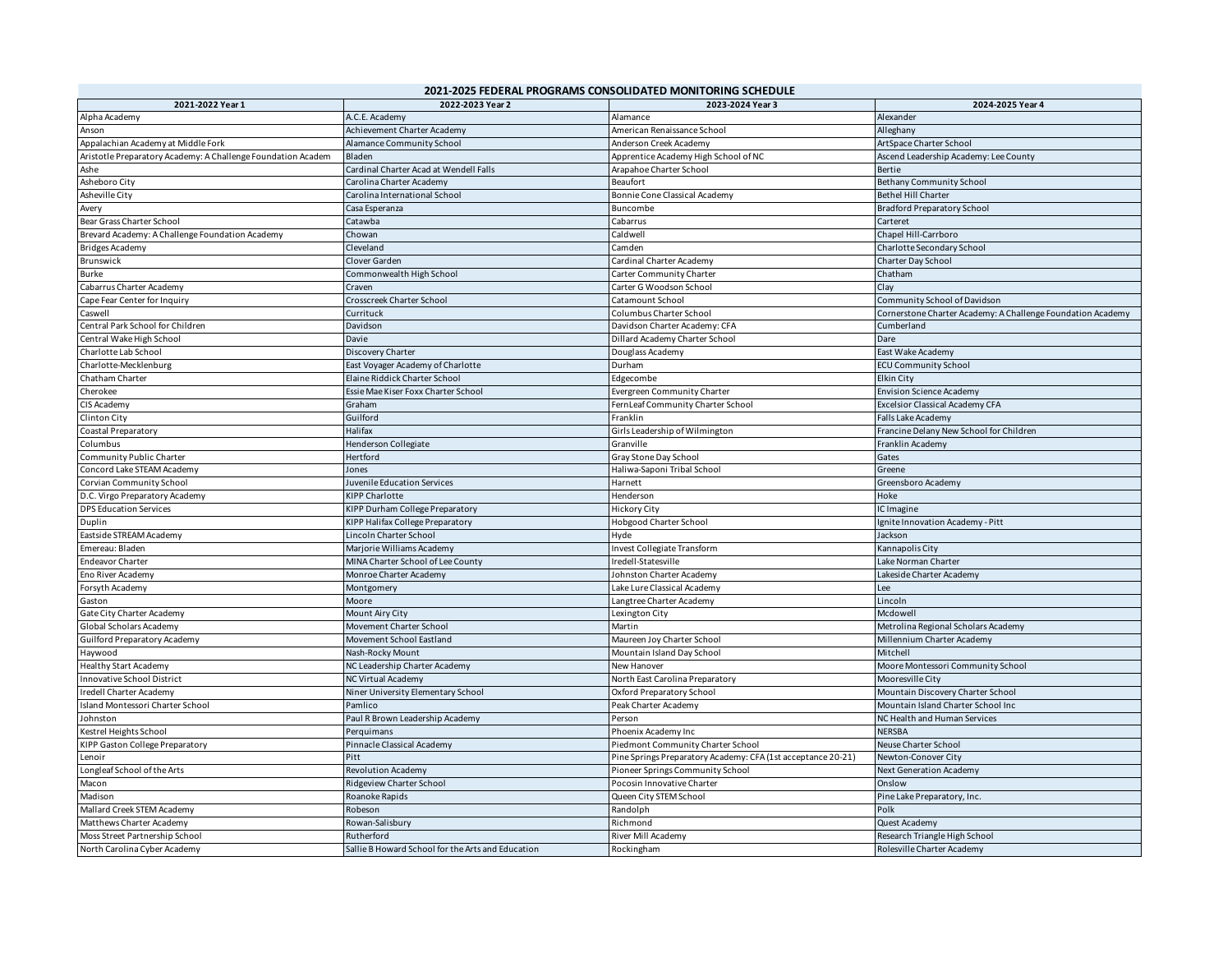| 2021-2025 FEDERAL PROGRAMS CONSOLIDATED MONITORING SCHEDULE | | | |
|---|---|---|---|
| 2021-2022 Year 1 | 2022-2023 Year 2 | 2023-2024 Year 3 | 2024-2025 Year 4 |
| Alpha Academy | A.C.E. Academy | Alamance | Alexander |
| Anson | Achievement Charter Academy | American Renaissance School | Alleghany |
| Appalachian Academy at Middle Fork | Alamance Community School | Anderson Creek Academy | ArtSpace Charter School |
| Aristotle Preparatory Academy: A Challenge Foundation Academ | Bladen | Apprentice Academy High School of NC | Ascend Leadership Academy: Lee County |
| Ashe | Cardinal Charter Acad at Wendell Falls | Arapahoe Charter School | Bertie |
| Asheboro City | Carolina Charter Academy | Beaufort | Bethany Community School |
| Asheville City | Carolina International School | Bonnie Cone Classical Academy | Bethel Hill Charter |
| Avery | Casa Esperanza | Buncombe | Bradford Preparatory School |
| Bear Grass Charter School | Catawba | Cabarrus | Carteret |
| Brevard Academy: A Challenge Foundation Academy | Chowan | Caldwell | Chapel Hill-Carrboro |
| Bridges Academy | Cleveland | Camden | Charlotte Secondary School |
| Brunswick | Clover Garden | Cardinal Charter Academy | Charter Day School |
| Burke | Commonwealth High School | Carter Community Charter | Chatham |
| Cabarrus Charter Academy | Craven | Carter G Woodson School | Clay |
| Cape Fear Center for Inquiry | Crosscreek Charter School | Catamount School | Community School of Davidson |
| Caswell | Currituck | Columbus Charter School | Cornerstone Charter Academy: A Challenge Foundation Academy |
| Central Park School for Children | Davidson | Davidson Charter Academy: CFA | Cumberland |
| Central Wake High School | Davie | Dillard Academy Charter School | Dare |
| Charlotte Lab School | Discovery Charter | Douglass Academy | East Wake Academy |
| Charlotte-Mecklenburg | East Voyager Academy of Charlotte | Durham | ECU Community School |
| Chatham Charter | Elaine Riddick Charter School | Edgecombe | Elkin City |
| Cherokee | Essie Mae Kiser Foxx Charter School | Evergreen Community Charter | Envision Science Academy |
| CIS Academy | Graham | FernLeaf Community Charter School | Excelsior Classical Academy CFA |
| Clinton City | Guilford | Franklin | Falls Lake Academy |
| Coastal Preparatory | Halifax | Girls Leadership of Wilmington | Francine Delany New School for Children |
| Columbus | Henderson Collegiate | Granville | Franklin Academy |
| Community Public Charter | Hertford | Gray Stone Day School | Gates |
| Concord Lake STEAM Academy | Jones | Haliwa-Saponi Tribal School | Greene |
| Corvian Community School | Juvenile Education Services | Harnett | Greensboro Academy |
| D.C. Virgo Preparatory Academy | KIPP Charlotte | Henderson | Hoke |
| DPS Education Services | KIPP Durham College Preparatory | Hickory City | IC Imagine |
| Duplin | KIPP Halifax College Preparatory | Hobgood Charter School | Ignite Innovation Academy - Pitt |
| Eastside STREAM Academy | Lincoln Charter School | Hyde | Jackson |
| Emereau: Bladen | Marjorie Williams Academy | Invest Collegiate Transform | Kannapolis City |
| Endeavor Charter | MINA Charter School of Lee County | Iredell-Statesville | Lake Norman Charter |
| Eno River Academy | Monroe Charter Academy | Johnston Charter Academy | Lakeside Charter Academy |
| Forsyth Academy | Montgomery | Lake Lure Classical Academy | Lee |
| Gaston | Moore | Langtree Charter Academy | Lincoln |
| Gate City Charter Academy | Mount Airy City | Lexington City | Mcdowell |
| Global Scholars Academy | Movement Charter School | Martin | Metrolina Regional Scholars Academy |
| Guilford Preparatory Academy | Movement School Eastland | Maureen Joy Charter School | Millennium Charter Academy |
| Haywood | Nash-Rocky Mount | Mountain Island Day School | Mitchell |
| Healthy Start Academy | NC Leadership Charter Academy | New Hanover | Moore Montessori Community School |
| Innovative School District | NC Virtual Academy | North East Carolina Preparatory | Mooresville City |
| Iredell Charter Academy | Niner University Elementary School | Oxford Preparatory School | Mountain Discovery Charter School |
| Island Montessori Charter School | Pamlico | Peak Charter Academy | Mountain Island Charter School Inc |
| Johnston | Paul R Brown Leadership Academy | Person | NC Health and Human Services |
| Kestrel Heights School | Perquimans | Phoenix Academy Inc | NERSBA |
| KIPP Gaston College Preparatory | Pinnacle Classical Academy | Piedmont Community Charter School | Neuse Charter School |
| Lenoir | Pitt | Pine Springs Preparatory Academy: CFA (1st acceptance 20-21) | Newton-Conover City |
| Longleaf School of the Arts | Revolution Academy | Pioneer Springs Community School | Next Generation Academy |
| Macon | Ridgeview Charter School | Pocosin Innovative Charter | Onslow |
| Madison | Roanoke Rapids | Queen City STEM School | Pine Lake Preparatory, Inc. |
| Mallard Creek STEM Academy | Robeson | Randolph | Polk |
| Matthews Charter Academy | Rowan-Salisbury | Richmond | Quest Academy |
| Moss Street Partnership School | Rutherford | River Mill Academy | Research Triangle High School |
| North Carolina Cyber Academy | Sallie B Howard School for the Arts and Education | Rockingham | Rolesville Charter Academy |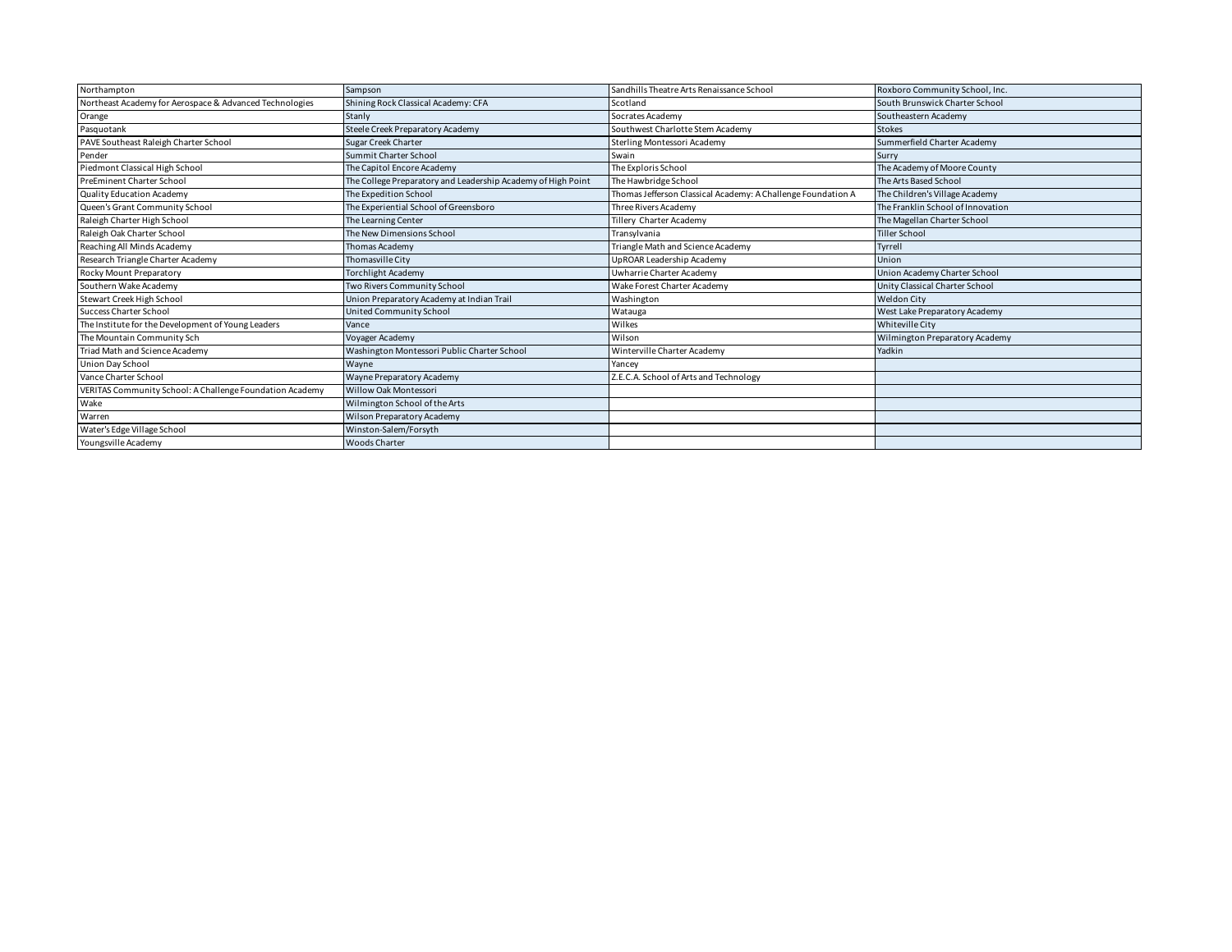| | | | |
|---|---|---|---|
| Northampton | Sampson | Sandhills Theatre Arts Renaissance School | Roxboro Community School, Inc. |
| Northeast Academy for Aerospace & Advanced Technologies | Shining Rock Classical Academy: CFA | Scotland | South Brunswick Charter School |
| Orange | Stanly | Socrates Academy | Southeastern Academy |
| Pasquotank | Steele Creek Preparatory Academy | Southwest Charlotte Stem Academy | Stokes |
| PAVE Southeast Raleigh Charter School | Sugar Creek Charter | Sterling Montessori Academy | Summerfield Charter Academy |
| Pender | Summit Charter School | Swain | Surry |
| Piedmont Classical High School | The Capitol Encore Academy | The Exploris School | The Academy of Moore County |
| PreEminent Charter School | The College Preparatory and Leadership Academy of High Point | The Hawbridge School | The Arts Based School |
| Quality Education Academy | The Expedition School | Thomas Jefferson Classical Academy: A Challenge Foundation A | The Children's Village Academy |
| Queen's Grant Community School | The Experiential School of Greensboro | Three Rivers Academy | The Franklin School of Innovation |
| Raleigh Charter High School | The Learning Center | Tillery Charter Academy | The Magellan Charter School |
| Raleigh Oak Charter School | The New Dimensions School | Transylvania | Tiller School |
| Reaching All Minds Academy | Thomas Academy | Triangle Math and Science Academy | Tyrrell |
| Research Triangle Charter Academy | Thomasville City | UpROAR Leadership Academy | Union |
| Rocky Mount Preparatory | Torchlight Academy | Uwharrie Charter Academy | Union Academy Charter School |
| Southern Wake Academy | Two Rivers Community School | Wake Forest Charter Academy | Unity Classical Charter School |
| Stewart Creek High School | Union Preparatory Academy at Indian Trail | Washington | Weldon City |
| Success Charter School | United Community School | Watauga | West Lake Preparatory Academy |
| The Institute for the Development of Young Leaders | Vance | Wilkes | Whiteville City |
| The Mountain Community Sch | Voyager Academy | Wilson | Wilmington Preparatory Academy |
| Triad Math and Science Academy | Washington Montessori Public Charter School | Winterville Charter Academy | Yadkin |
| Union Day School | Wayne | Yancey | |
| Vance Charter School | Wayne Preparatory Academy | Z.E.C.A. School of Arts and Technology | |
| VERITAS Community School: A Challenge Foundation Academy | Willow Oak Montessori | | |
| Wake | Wilmington School of the Arts | | |
| Warren | Wilson Preparatory Academy | | |
| Water's Edge Village School | Winston-Salem/Forsyth | | |
| Youngsville Academy | Woods Charter | | |